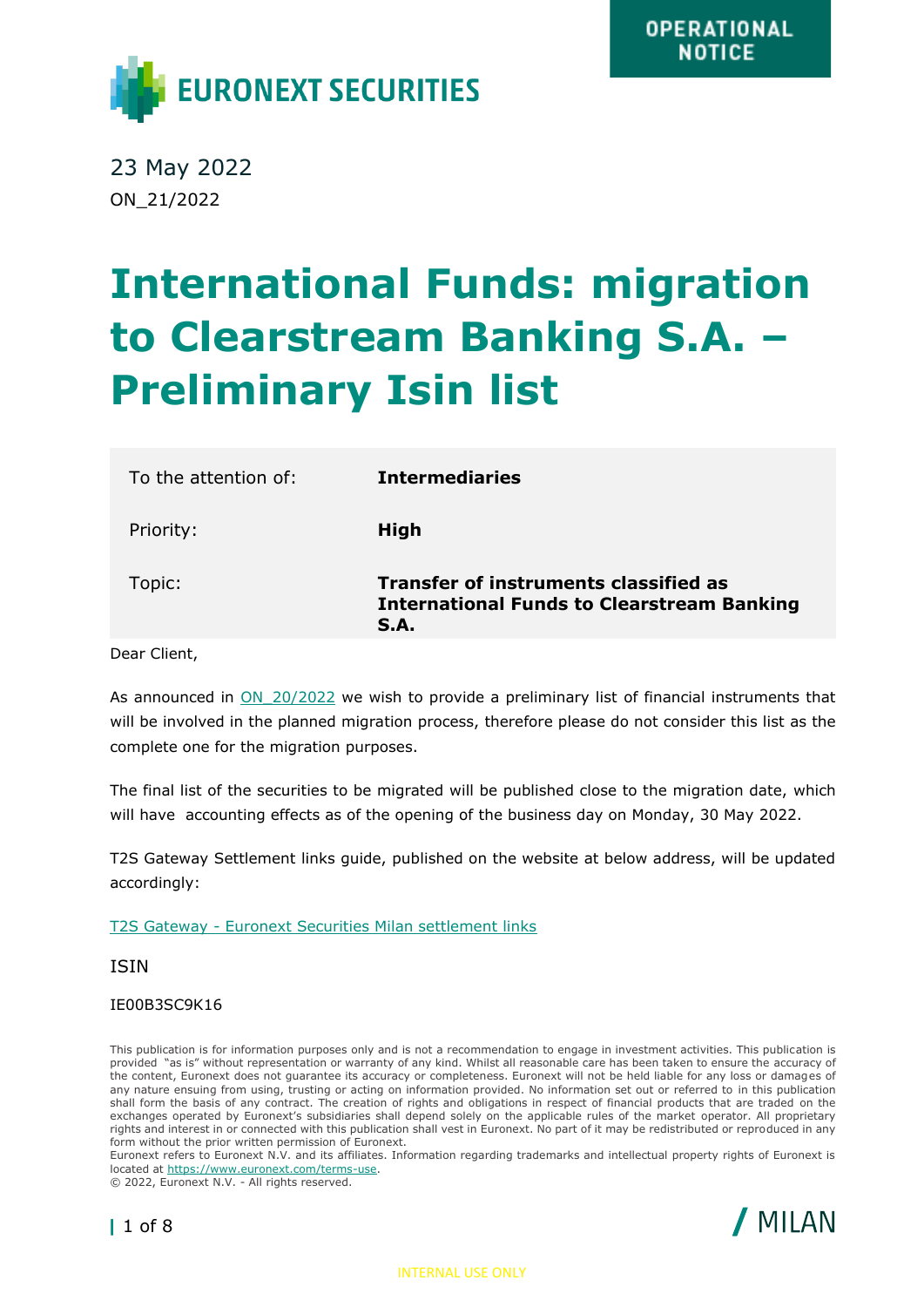OPERATIONAL NOTICE

EURONEXT SECURITIES

23 May 2022
ON_21/2022

# International Funds: migration to Clearstream Banking S.A. – Preliminary Isin list

| | |
|---|---|
| To the attention of: | **Intermediaries** |
| Priority: | **High** |
| Topic: | **Transfer of instruments classified as International Funds to Clearstream Banking S.A.** |

Dear Client,

As announced in ON_20/2022 we wish to provide a preliminary list of financial instruments that will be involved in the planned migration process, therefore please do not consider this list as the complete one for the migration purposes.

The final list of the securities to be migrated will be published close to the migration date, which will have accounting effects as of the opening of the business day on Monday, 30 May 2022.

T2S Gateway Settlement links guide, published on the website at below address, will be updated accordingly:

T2S Gateway - Euronext Securities Milan settlement links

| ISIN |
|---|
| IE00B3SC9K16 |

This publication is for information purposes only and is not a recommendation to engage in investment activities. This publication is provided "as is" without representation or warranty of any kind. Whilst all reasonable care has been taken to ensure the accuracy of the content, Euronext does not guarantee its accuracy or completeness. Euronext will not be held liable for any loss or damages of any nature ensuing from using, trusting or acting on information provided. No information set out or referred to in this publication shall form the basis of any contract. The creation of rights and obligations in respect of financial products that are traded on the exchanges operated by Euronext's subsidiaries shall depend solely on the applicable rules of the market operator. All proprietary rights and interest in or connected with this publication shall vest in Euronext. No part of it may be redistributed or reproduced in any form without the prior written permission of Euronext.
Euronext refers to Euronext N.V. and its affiliates. Information regarding trademarks and intellectual property rights of Euronext is located at https://www.euronext.com/terms-use.
© 2022, Euronext N.V. - All rights reserved.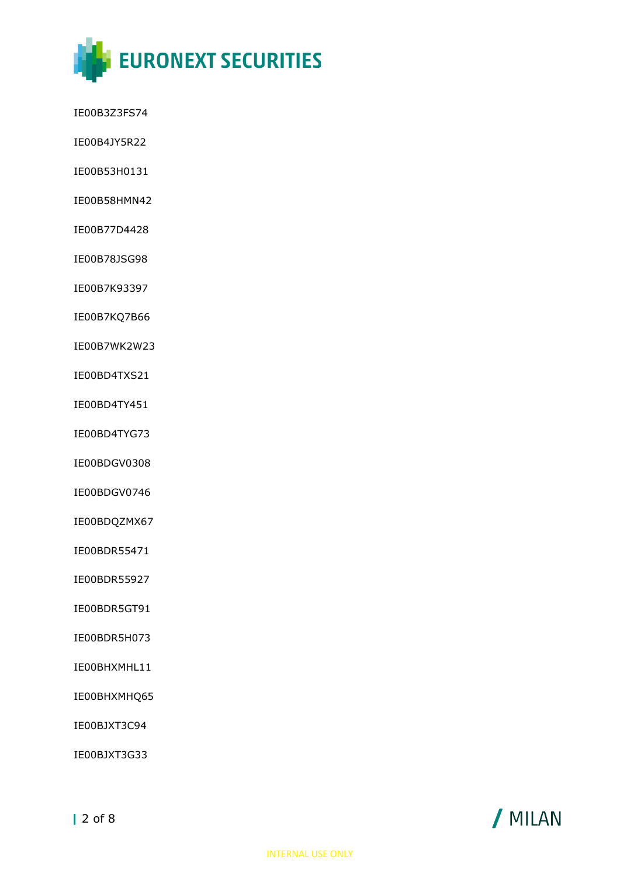IE00B3Z3FS74

IE00B4JY5R22

IE00B53H0131

IE00B58HMN42

IE00B77D4428

IE00B78JSG98

IE00B7K93397

IE00B7KQ7B66

IE00B7WK2W23

IE00BD4TXS21

IE00BD4TY451

IE00BD4TYG73

IE00BDGV0308

IE00BDGV0746

IE00BDQZMX67

IE00BDR55471

IE00BDR55927

IE00BDR5GT91

IE00BDR5H073

IE00BHXMHL11

IE00BHXMHQ65

IE00BJXT3C94

IE00BJXT3G33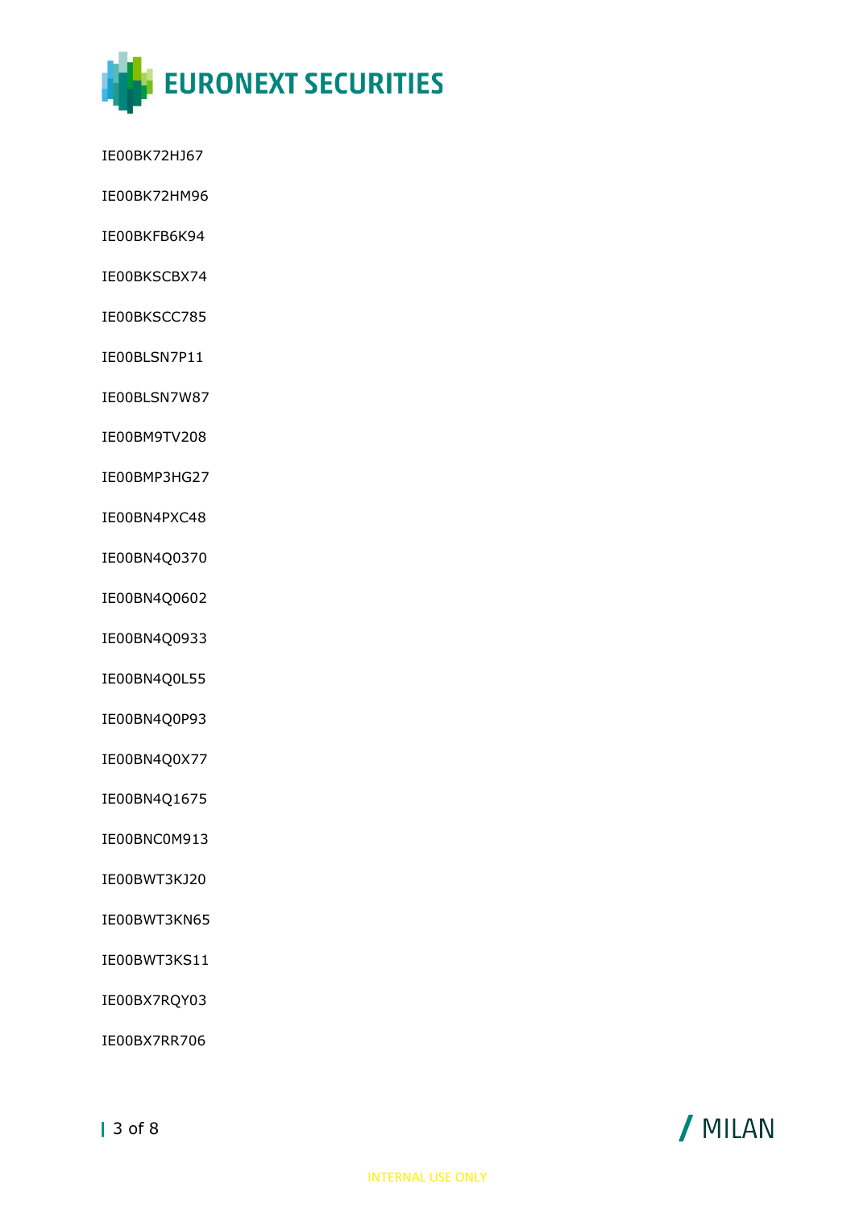IE00BK72HJ67

IE00BK72HM96

IE00BKFB6K94

IE00BKSCBX74

IE00BKSCC785

IE00BLSN7P11

IE00BLSN7W87

IE00BM9TV208

IE00BMP3HG27

IE00BN4PXC48

IE00BN4Q0370

IE00BN4Q0602

IE00BN4Q0933

IE00BN4Q0L55

IE00BN4Q0P93

IE00BN4Q0X77

IE00BN4Q1675

IE00BNC0M913

IE00BWT3KJ20

IE00BWT3KN65

IE00BWT3KS11

IE00BX7RQY03

IE00BX7RR706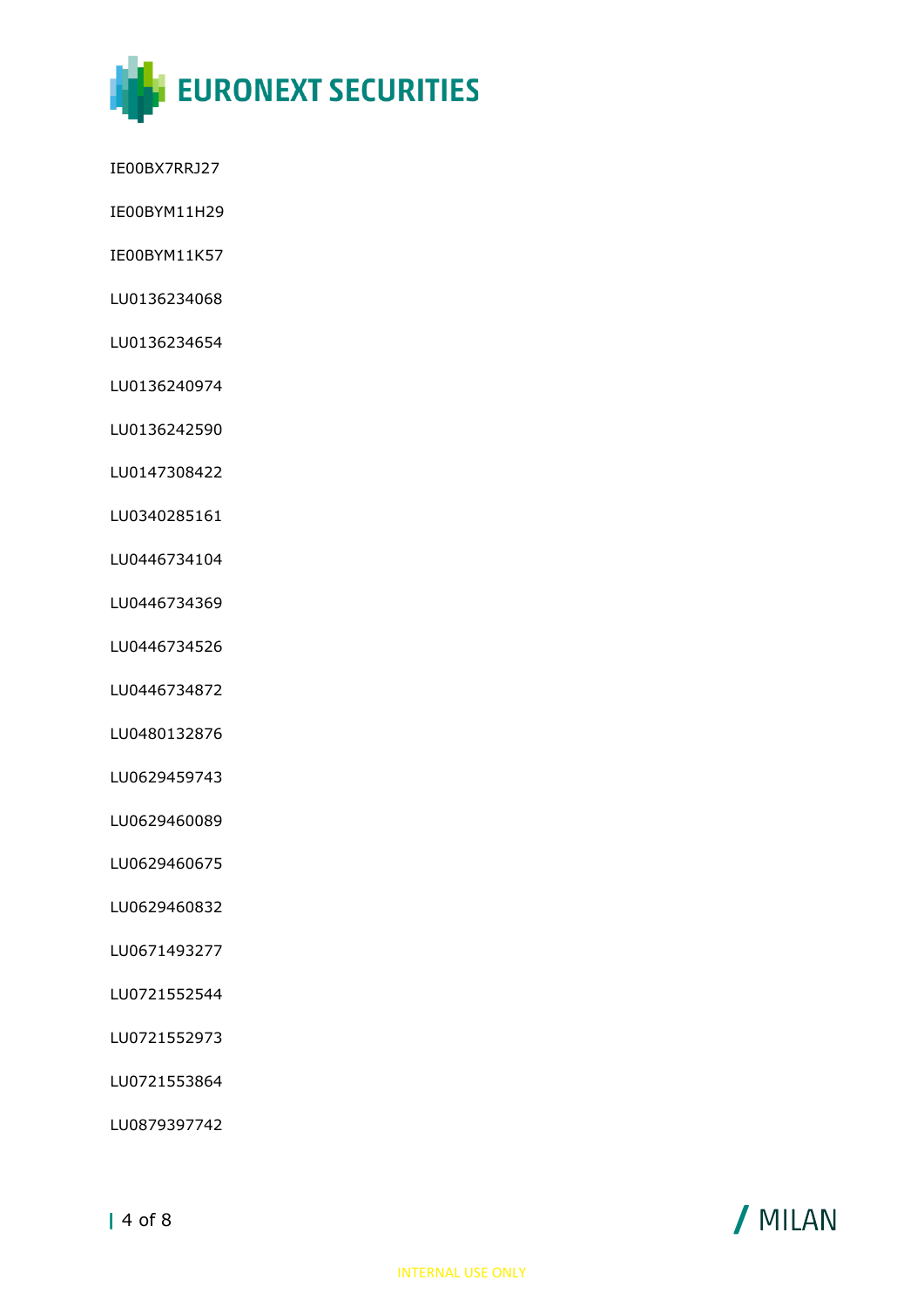IE00BX7RRJ27

IE00BYM11H29

IE00BYM11K57

LU0136234068

LU0136234654

LU0136240974

LU0136242590

LU0147308422

LU0340285161

LU0446734104

LU0446734369

LU0446734526

LU0446734872

LU0480132876

LU0629459743

LU0629460089

LU0629460675

LU0629460832

LU0671493277

LU0721552544

LU0721552973

LU0721553864

LU0879397742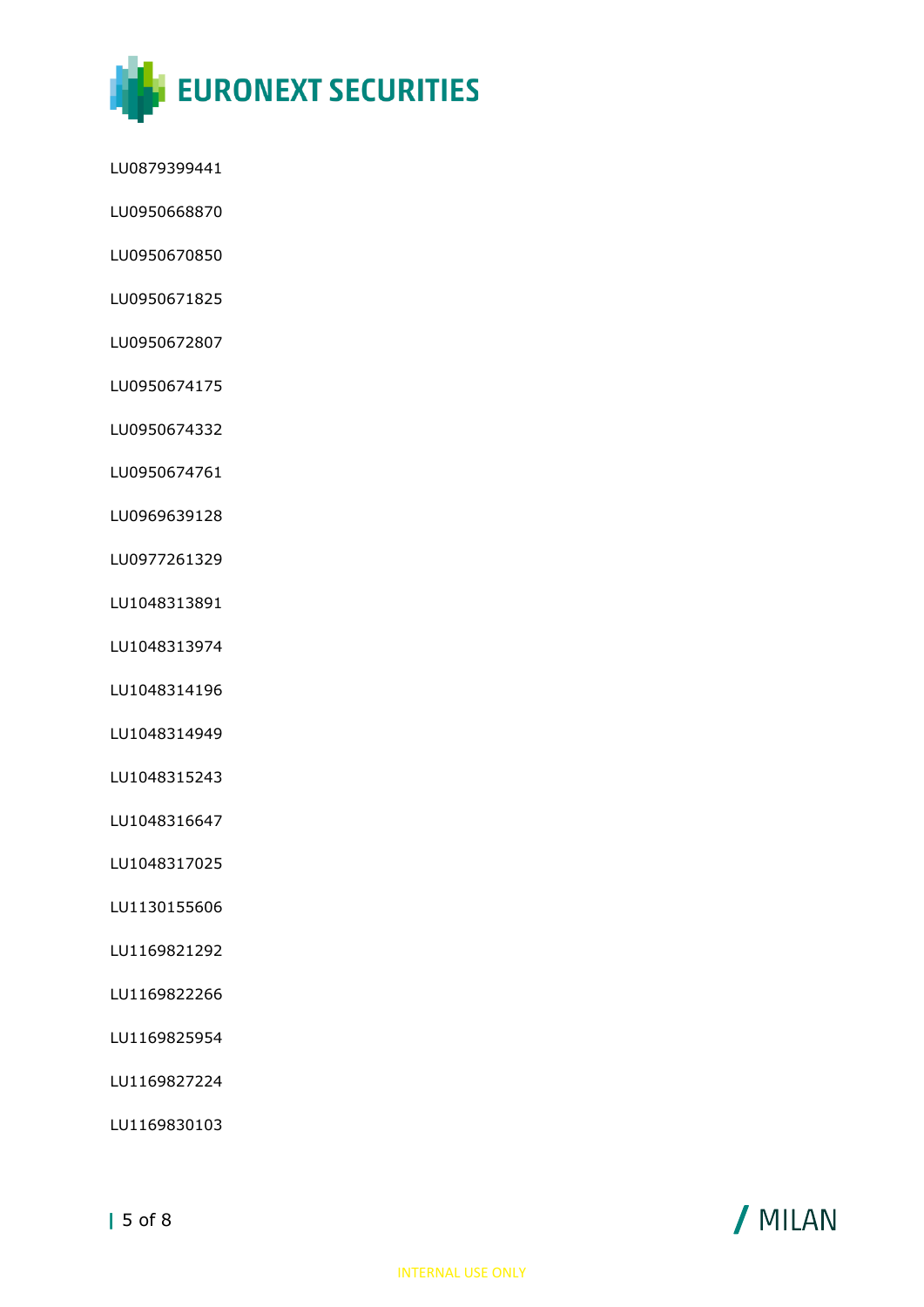LU0879399441

LU0950668870

LU0950670850

LU0950671825

LU0950672807

LU0950674175

LU0950674332

LU0950674761

LU0969639128

LU0977261329

LU1048313891

LU1048313974

LU1048314196

LU1048314949

LU1048315243

LU1048316647

LU1048317025

LU1130155606

LU1169821292

LU1169822266

LU1169825954

LU1169827224

LU1169830103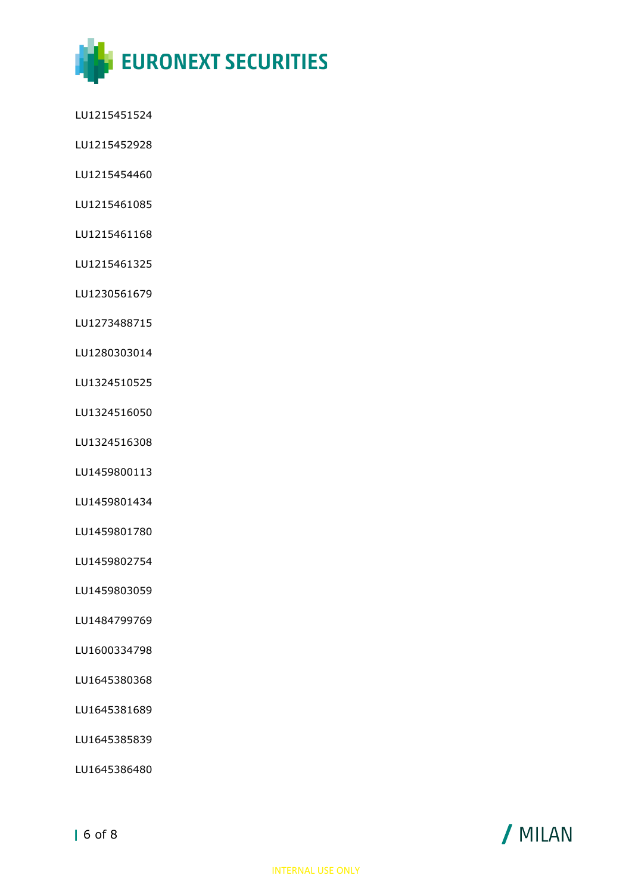LU1215451524

LU1215452928

LU1215454460

LU1215461085

LU1215461168

LU1215461325

LU1230561679

LU1273488715

LU1280303014

LU1324510525

LU1324516050

LU1324516308

LU1459800113

LU1459801434

LU1459801780

LU1459802754

LU1459803059

LU1484799769

LU1600334798

LU1645380368

LU1645381689

LU1645385839

LU1645386480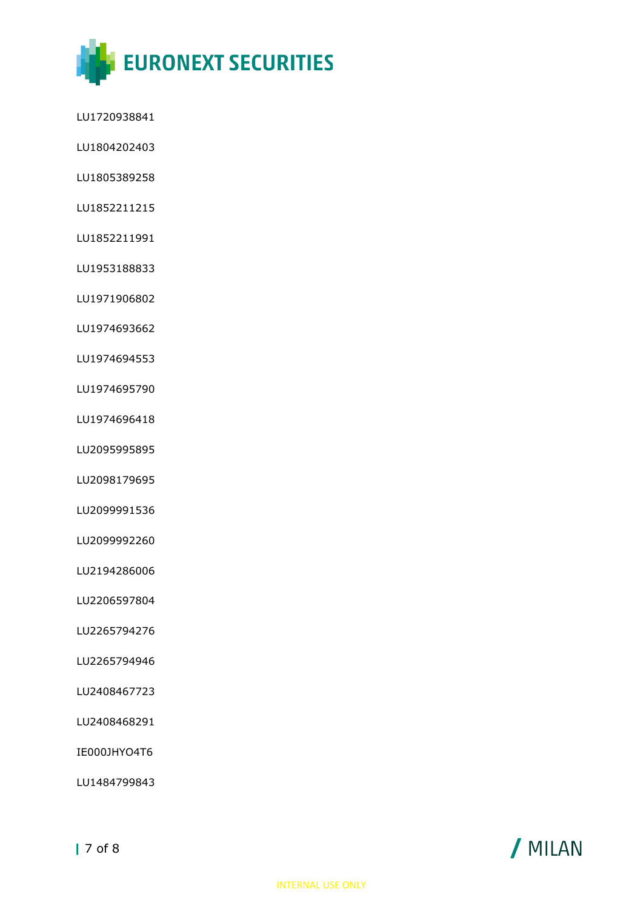LU1720938841

LU1804202403

LU1805389258

LU1852211215

LU1852211991

LU1953188833

LU1971906802

LU1974693662

LU1974694553

LU1974695790

LU1974696418

LU2095995895

LU2098179695

LU2099991536

LU2099992260

LU2194286006

LU2206597804

LU2265794276

LU2265794946

LU2408467723

LU2408468291

IE000JHYO4T6

LU1484799843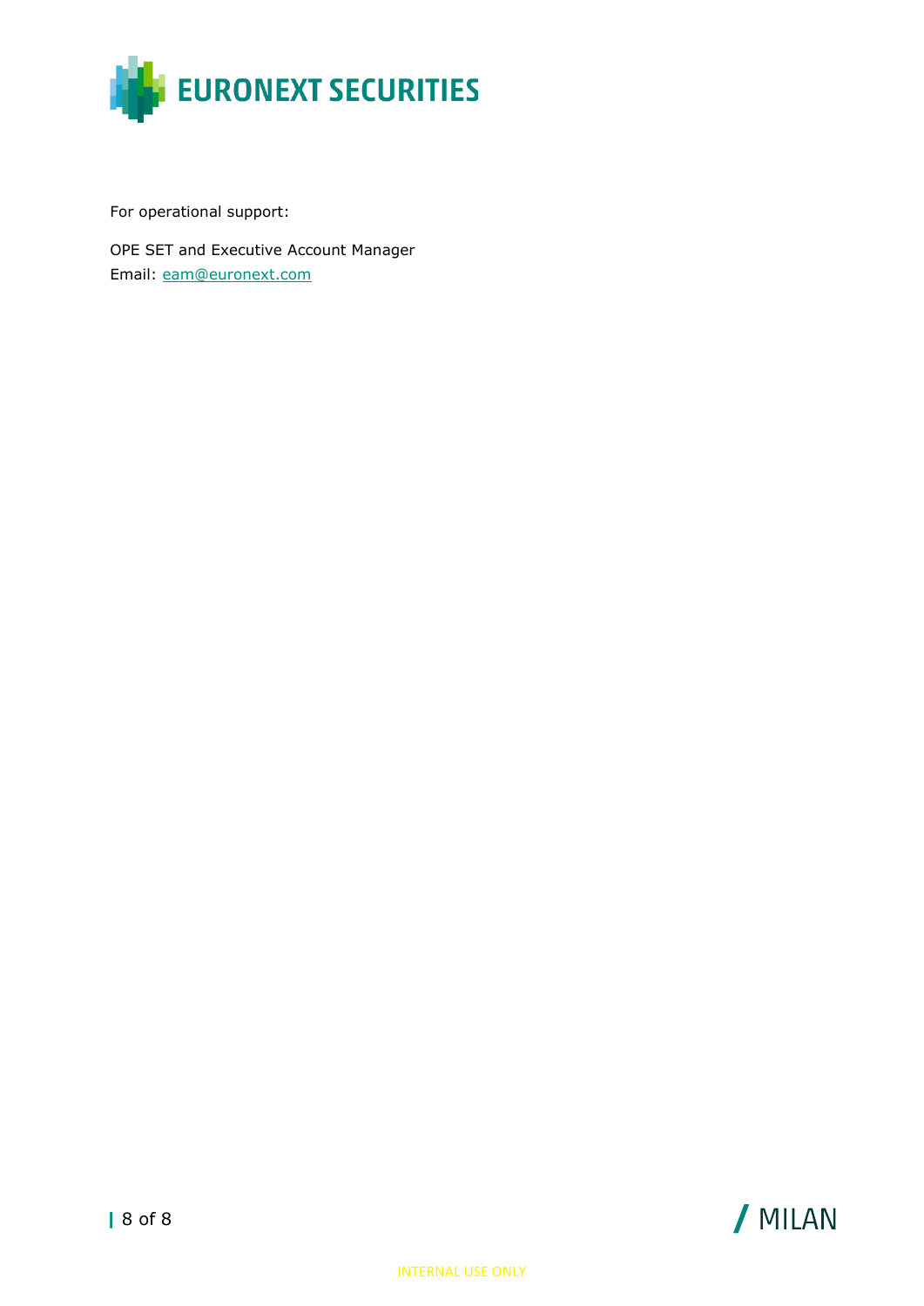For operational support:

OPE SET and Executive Account Manager
Email: [eam@euronext.com](mailto:eam@euronext.com)